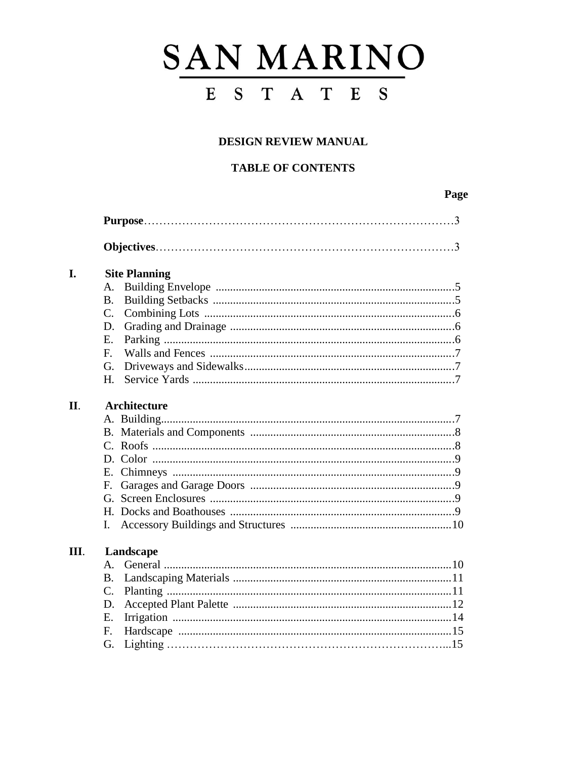# SAN MARINO

## E S T A T E S

### DESIGN REVIEW MANUAL

### TABLE OF CONTENTS

| | | Page |
|---|---|---|
| | **Purpose** | 3 |
| | **Objectives** | 3 |
| **I.** | **Site Planning** | |
| | A. Building Envelope | 5 |
| | B. Building Setbacks | 5 |
| | C. Combining Lots | 6 |
| | D. Grading and Drainage | 6 |
| | E. Parking | 6 |
| | F. Walls and Fences | 7 |
| | G. Driveways and Sidewalks | 7 |
| | H. Service Yards | 7 |
| **II.** | **Architecture** | |
| | A. Building | 7 |
| | B. Materials and Components | 8 |
| | C. Roofs | 8 |
| | D. Color | 9 |
| | E. Chimneys | 9 |
| | F. Garages and Garage Doors | 9 |
| | G. Screen Enclosures | 9 |
| | H. Docks and Boathouses | 9 |
| | I. Accessory Buildings and Structures | 10 |
| **III.** | **Landscape** | |
| | A. General | 10 |
| | B. Landscaping Materials | 11 |
| | C. Planting | 11 |
| | D. Accepted Plant Palette | 12 |
| | E. Irrigation | 14 |
| | F. Hardscape | 15 |
| | G. Lighting | 15 |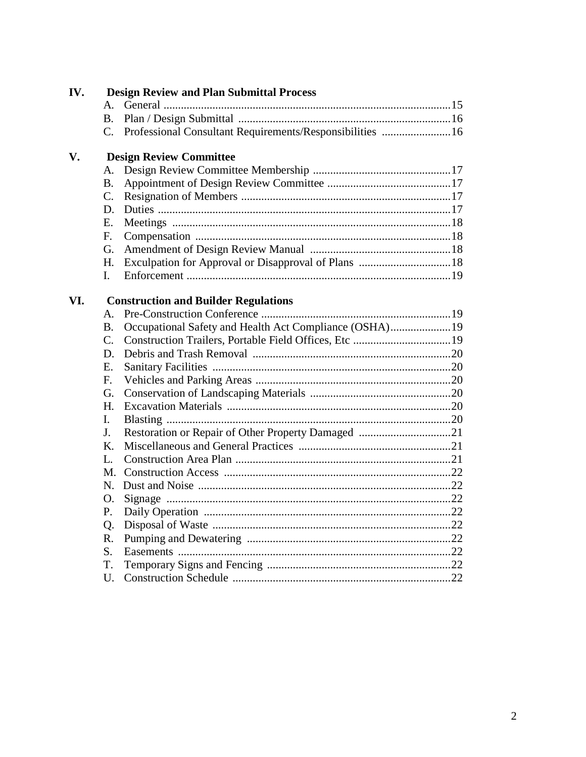**IV. Design Review and Plan Submittal Process**

A. General ....................................................................................................15
B. Plan / Design Submittal ..........................................................................16
C. Professional Consultant Requirements/Responsibilities ........................16

**V. Design Review Committee**

A. Design Review Committee Membership ................................................17
B. Appointment of Design Review Committee ...........................................17
C. Resignation of Members .........................................................................17
D. Duties ......................................................................................................17
E. Meetings .................................................................................................18
F. Compensation .........................................................................................18
G. Amendment of Design Review Manual .................................................18
H. Exculpation for Approval or Disapproval of Plans ................................18
I. Enforcement ............................................................................................19

**VI. Construction and Builder Regulations**

A. Pre-Construction Conference ..................................................................19
B. Occupational Safety and Health Act Compliance (OSHA).....................19
C. Construction Trailers, Portable Field Offices, Etc ..................................19
D. Debris and Trash Removal .....................................................................20
E. Sanitary Facilities ...................................................................................20
F. Vehicles and Parking Areas ....................................................................20
G. Conservation of Landscaping Materials .................................................20
H. Excavation Materials ..............................................................................20
I. Blasting ...................................................................................................20
J. Restoration or Repair of Other Property Damaged ................................21
K. Miscellaneous and General Practices .....................................................21
L. Construction Area Plan ...........................................................................21
M. Construction Access ...............................................................................22
N. Dust and Noise ........................................................................................22
O. Signage ...................................................................................................22
P. Daily Operation ......................................................................................22
Q. Disposal of Waste ...................................................................................22
R. Pumping and Dewatering .......................................................................22
S. Easements ...............................................................................................22
T. Temporary Signs and Fencing ................................................................22
U. Construction Schedule ............................................................................22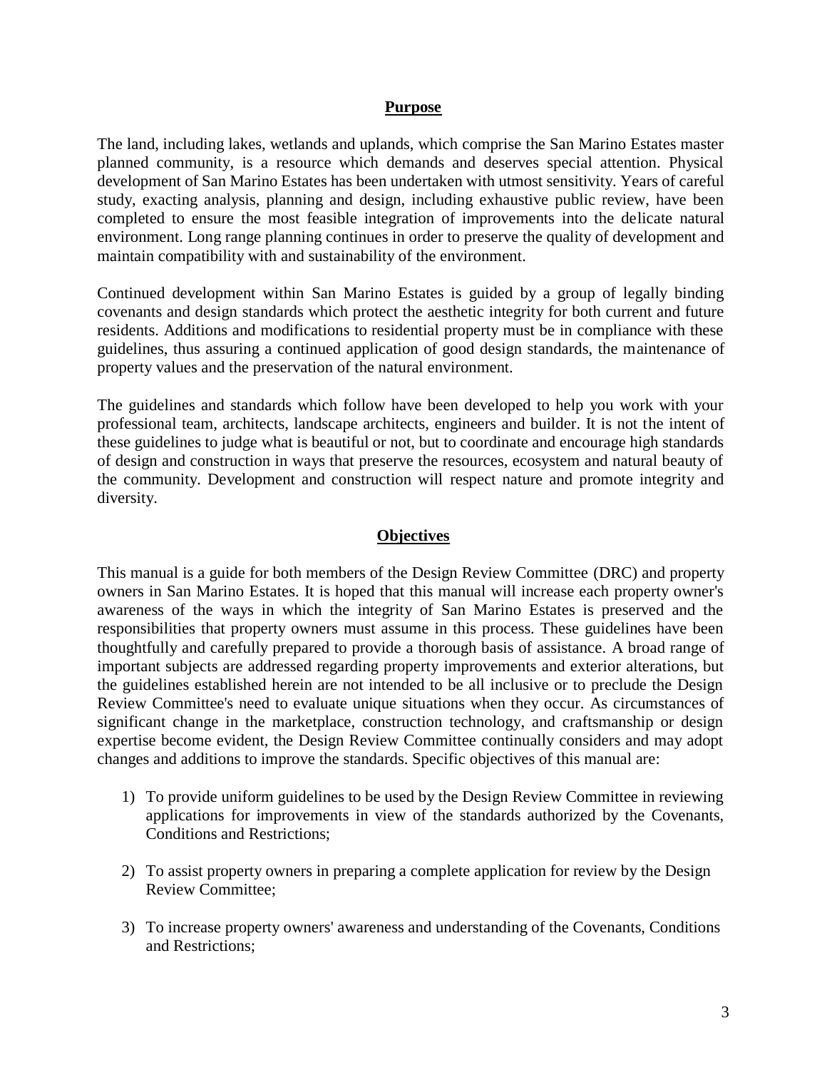## Purpose

The land, including lakes, wetlands and uplands, which comprise the San Marino Estates master planned community, is a resource which demands and deserves special attention. Physical development of San Marino Estates has been undertaken with utmost sensitivity. Years of careful study, exacting analysis, planning and design, including exhaustive public review, have been completed to ensure the most feasible integration of improvements into the delicate natural environment. Long range planning continues in order to preserve the quality of development and maintain compatibility with and sustainability of the environment.

Continued development within San Marino Estates is guided by a group of legally binding covenants and design standards which protect the aesthetic integrity for both current and future residents. Additions and modifications to residential property must be in compliance with these guidelines, thus assuring a continued application of good design standards, the maintenance of property values and the preservation of the natural environment.

The guidelines and standards which follow have been developed to help you work with your professional team, architects, landscape architects, engineers and builder. It is not the intent of these guidelines to judge what is beautiful or not, but to coordinate and encourage high standards of design and construction in ways that preserve the resources, ecosystem and natural beauty of the community. Development and construction will respect nature and promote integrity and diversity.

## Objectives

This manual is a guide for both members of the Design Review Committee (DRC) and property owners in San Marino Estates. It is hoped that this manual will increase each property owner's awareness of the ways in which the integrity of San Marino Estates is preserved and the responsibilities that property owners must assume in this process. These guidelines have been thoughtfully and carefully prepared to provide a thorough basis of assistance. A broad range of important subjects are addressed regarding property improvements and exterior alterations, but the guidelines established herein are not intended to be all inclusive or to preclude the Design Review Committee's need to evaluate unique situations when they occur. As circumstances of significant change in the marketplace, construction technology, and craftsmanship or design expertise become evident, the Design Review Committee continually considers and may adopt changes and additions to improve the standards. Specific objectives of this manual are:

1) To provide uniform guidelines to be used by the Design Review Committee in reviewing applications for improvements in view of the standards authorized by the Covenants, Conditions and Restrictions;

2) To assist property owners in preparing a complete application for review by the Design Review Committee;

3) To increase property owners' awareness and understanding of the Covenants, Conditions and Restrictions;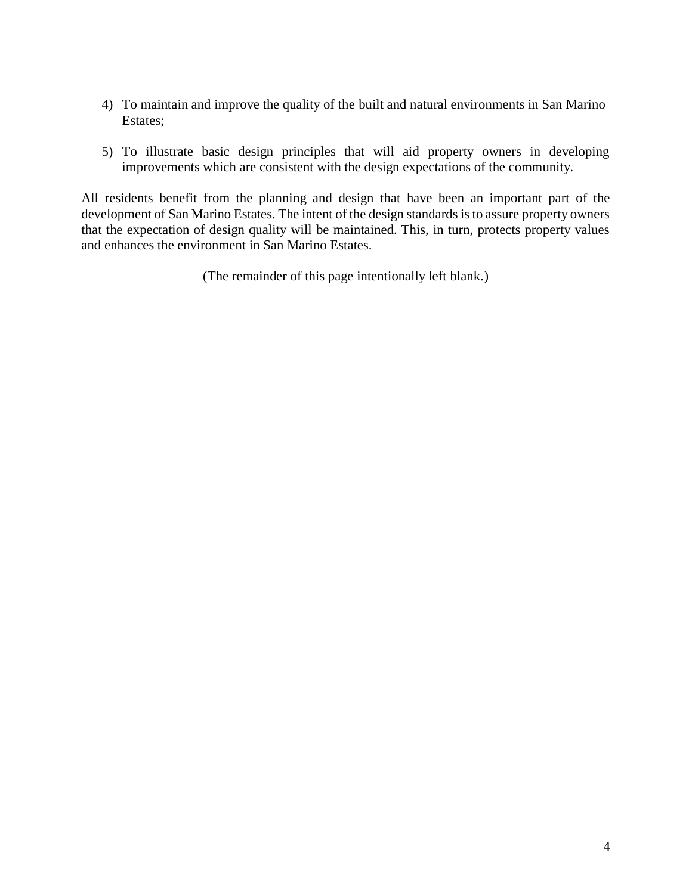4) To maintain and improve the quality of the built and natural environments in San Marino Estates;

5) To illustrate basic design principles that will aid property owners in developing improvements which are consistent with the design expectations of the community.

All residents benefit from the planning and design that have been an important part of the development of San Marino Estates. The intent of the design standards is to assure property owners that the expectation of design quality will be maintained. This, in turn, protects property values and enhances the environment in San Marino Estates.

(The remainder of this page intentionally left blank.)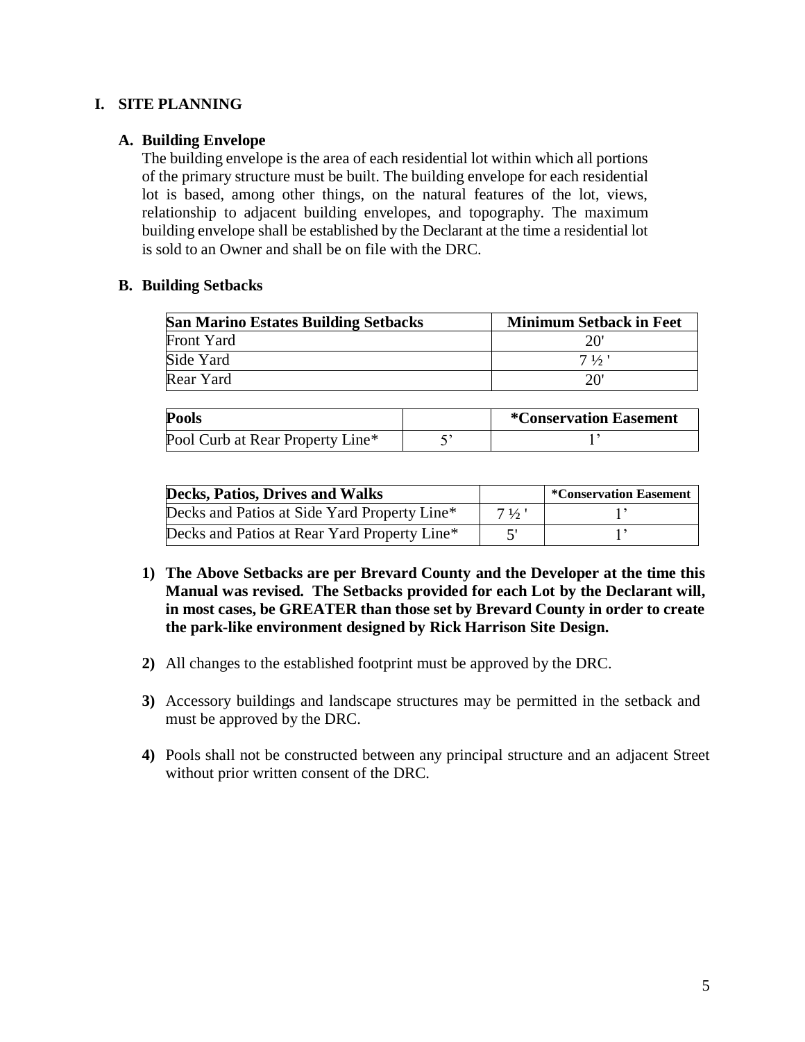# I. SITE PLANNING

## A. Building Envelope

The building envelope is the area of each residential lot within which all portions of the primary structure must be built. The building envelope for each residential lot is based, among other things, on the natural features of the lot, views, relationship to adjacent building envelopes, and topography. The maximum building envelope shall be established by the Declarant at the time a residential lot is sold to an Owner and shall be on file with the DRC.

## B. Building Setbacks

| San Marino Estates Building Setbacks | Minimum Setback in Feet |
|---|---|
| Front Yard | 20' |
| Side Yard | 7 ½ ' |
| Rear Yard | 20' |

| Pools | | *Conservation Easement |
|---|---|---|
| Pool Curb at Rear Property Line* | 5' | 1' |

| Decks, Patios, Drives and Walks | | *Conservation Easement |
|---|---|---|
| Decks and Patios at Side Yard Property Line* | 7 ½ ' | 1' |
| Decks and Patios at Rear Yard Property Line* | 5' | 1' |

1) **The Above Setbacks are per Brevard County and the Developer at the time this Manual was revised. The Setbacks provided for each Lot by the Declarant will, in most cases, be GREATER than those set by Brevard County in order to create the park-like environment designed by Rick Harrison Site Design.**

2) All changes to the established footprint must be approved by the DRC.

3) Accessory buildings and landscape structures may be permitted in the setback and must be approved by the DRC.

4) Pools shall not be constructed between any principal structure and an adjacent Street without prior written consent of the DRC.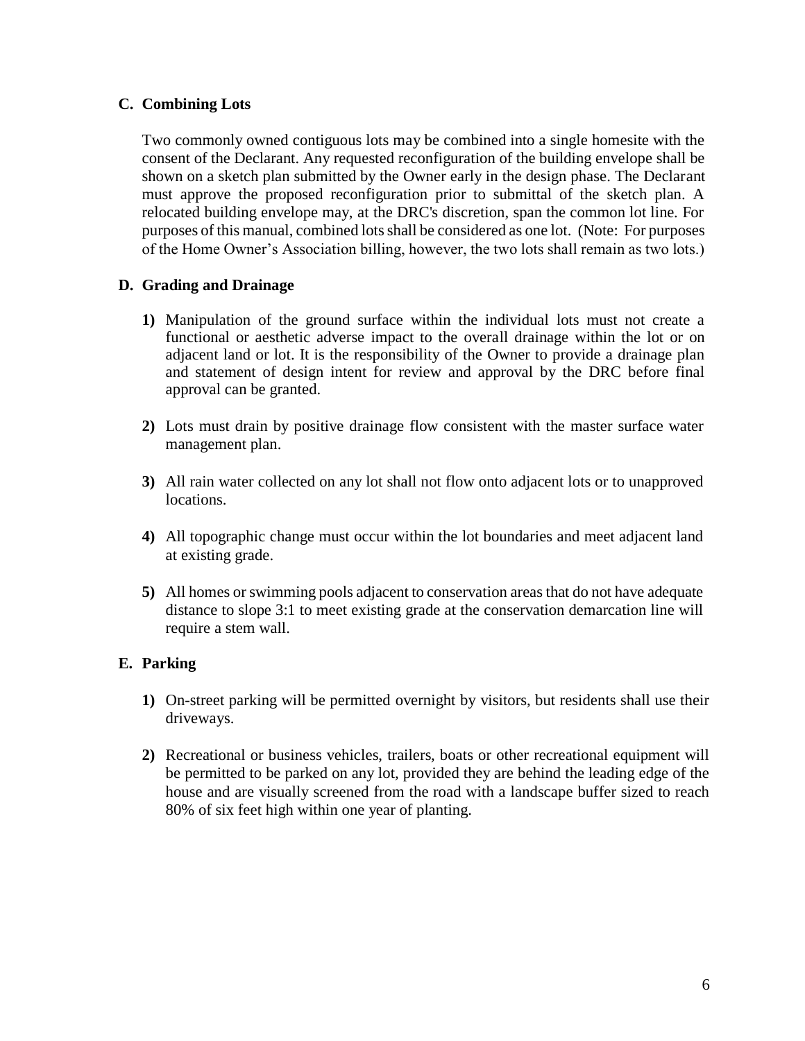## C. Combining Lots

Two commonly owned contiguous lots may be combined into a single homesite with the consent of the Declarant. Any requested reconfiguration of the building envelope shall be shown on a sketch plan submitted by the Owner early in the design phase. The Declarant must approve the proposed reconfiguration prior to submittal of the sketch plan. A relocated building envelope may, at the DRC's discretion, span the common lot line. For purposes of this manual, combined lots shall be considered as one lot. (Note: For purposes of the Home Owner's Association billing, however, the two lots shall remain as two lots.)

## D. Grading and Drainage

**1)** Manipulation of the ground surface within the individual lots must not create a functional or aesthetic adverse impact to the overall drainage within the lot or on adjacent land or lot. It is the responsibility of the Owner to provide a drainage plan and statement of design intent for review and approval by the DRC before final approval can be granted.

**2)** Lots must drain by positive drainage flow consistent with the master surface water management plan.

**3)** All rain water collected on any lot shall not flow onto adjacent lots or to unapproved locations.

**4)** All topographic change must occur within the lot boundaries and meet adjacent land at existing grade.

**5)** All homes or swimming pools adjacent to conservation areas that do not have adequate distance to slope 3:1 to meet existing grade at the conservation demarcation line will require a stem wall.

## E. Parking

**1)** On-street parking will be permitted overnight by visitors, but residents shall use their driveways.

**2)** Recreational or business vehicles, trailers, boats or other recreational equipment will be permitted to be parked on any lot, provided they are behind the leading edge of the house and are visually screened from the road with a landscape buffer sized to reach 80% of six feet high within one year of planting.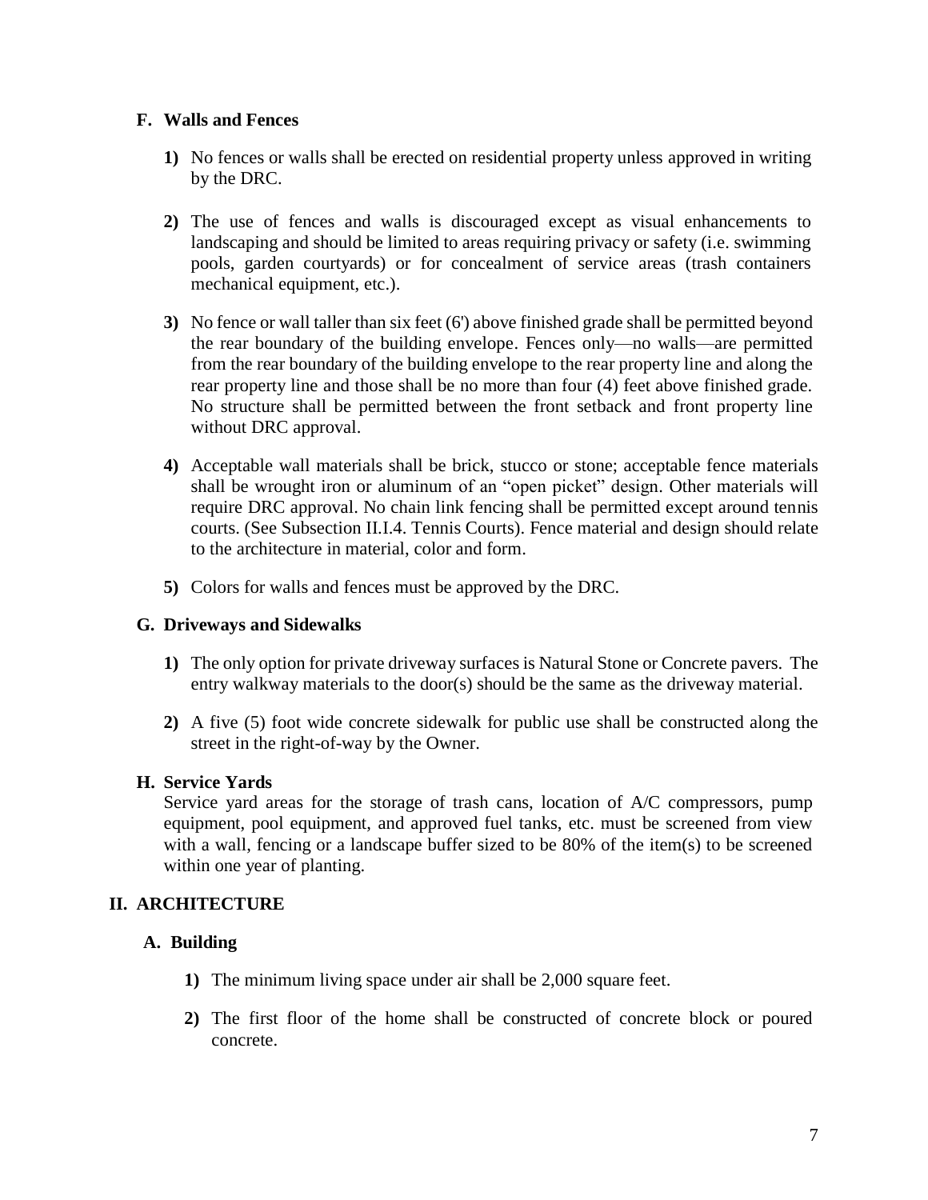### F. Walls and Fences

1) No fences or walls shall be erected on residential property unless approved in writing by the DRC.

2) The use of fences and walls is discouraged except as visual enhancements to landscaping and should be limited to areas requiring privacy or safety (i.e. swimming pools, garden courtyards) or for concealment of service areas (trash containers mechanical equipment, etc.).

3) No fence or wall taller than six feet (6') above finished grade shall be permitted beyond the rear boundary of the building envelope. Fences only—no walls—are permitted from the rear boundary of the building envelope to the rear property line and along the rear property line and those shall be no more than four (4) feet above finished grade. No structure shall be permitted between the front setback and front property line without DRC approval.

4) Acceptable wall materials shall be brick, stucco or stone; acceptable fence materials shall be wrought iron or aluminum of an "open picket" design. Other materials will require DRC approval. No chain link fencing shall be permitted except around tennis courts. (See Subsection II.I.4. Tennis Courts). Fence material and design should relate to the architecture in material, color and form.

5) Colors for walls and fences must be approved by the DRC.

### G. Driveways and Sidewalks

1) The only option for private driveway surfaces is Natural Stone or Concrete pavers. The entry walkway materials to the door(s) should be the same as the driveway material.

2) A five (5) foot wide concrete sidewalk for public use shall be constructed along the street in the right-of-way by the Owner.

### H. Service Yards

Service yard areas for the storage of trash cans, location of A/C compressors, pump equipment, pool equipment, and approved fuel tanks, etc. must be screened from view with a wall, fencing or a landscape buffer sized to be 80% of the item(s) to be screened within one year of planting.

## II. ARCHITECTURE

### A. Building

1) The minimum living space under air shall be 2,000 square feet.

2) The first floor of the home shall be constructed of concrete block or poured concrete.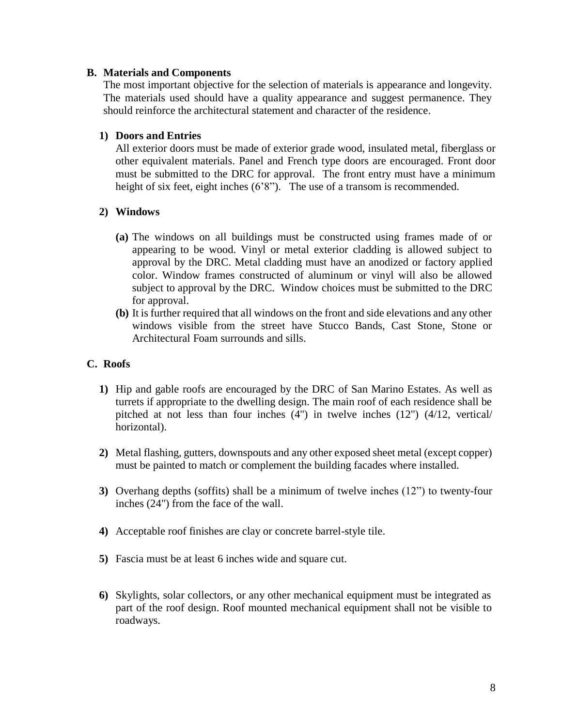### B. Materials and Components

The most important objective for the selection of materials is appearance and longevity. The materials used should have a quality appearance and suggest permanence. They should reinforce the architectural statement and character of the residence.

#### 1) Doors and Entries

All exterior doors must be made of exterior grade wood, insulated metal, fiberglass or other equivalent materials. Panel and French type doors are encouraged. Front door must be submitted to the DRC for approval. The front entry must have a minimum height of six feet, eight inches (6'8"). The use of a transom is recommended.

#### 2) Windows

**(a)** The windows on all buildings must be constructed using frames made of or appearing to be wood. Vinyl or metal exterior cladding is allowed subject to approval by the DRC. Metal cladding must have an anodized or factory applied color. Window frames constructed of aluminum or vinyl will also be allowed subject to approval by the DRC. Window choices must be submitted to the DRC for approval.

**(b)** It is further required that all windows on the front and side elevations and any other windows visible from the street have Stucco Bands, Cast Stone, Stone or Architectural Foam surrounds and sills.

### C. Roofs

**1)** Hip and gable roofs are encouraged by the DRC of San Marino Estates. As well as turrets if appropriate to the dwelling design. The main roof of each residence shall be pitched at not less than four inches (4") in twelve inches (12") (4/12, vertical/ horizontal).

**2)** Metal flashing, gutters, downspouts and any other exposed sheet metal (except copper) must be painted to match or complement the building facades where installed.

**3)** Overhang depths (soffits) shall be a minimum of twelve inches (12") to twenty-four inches (24") from the face of the wall.

**4)** Acceptable roof finishes are clay or concrete barrel-style tile.

**5)** Fascia must be at least 6 inches wide and square cut.

**6)** Skylights, solar collectors, or any other mechanical equipment must be integrated as part of the roof design. Roof mounted mechanical equipment shall not be visible to roadways.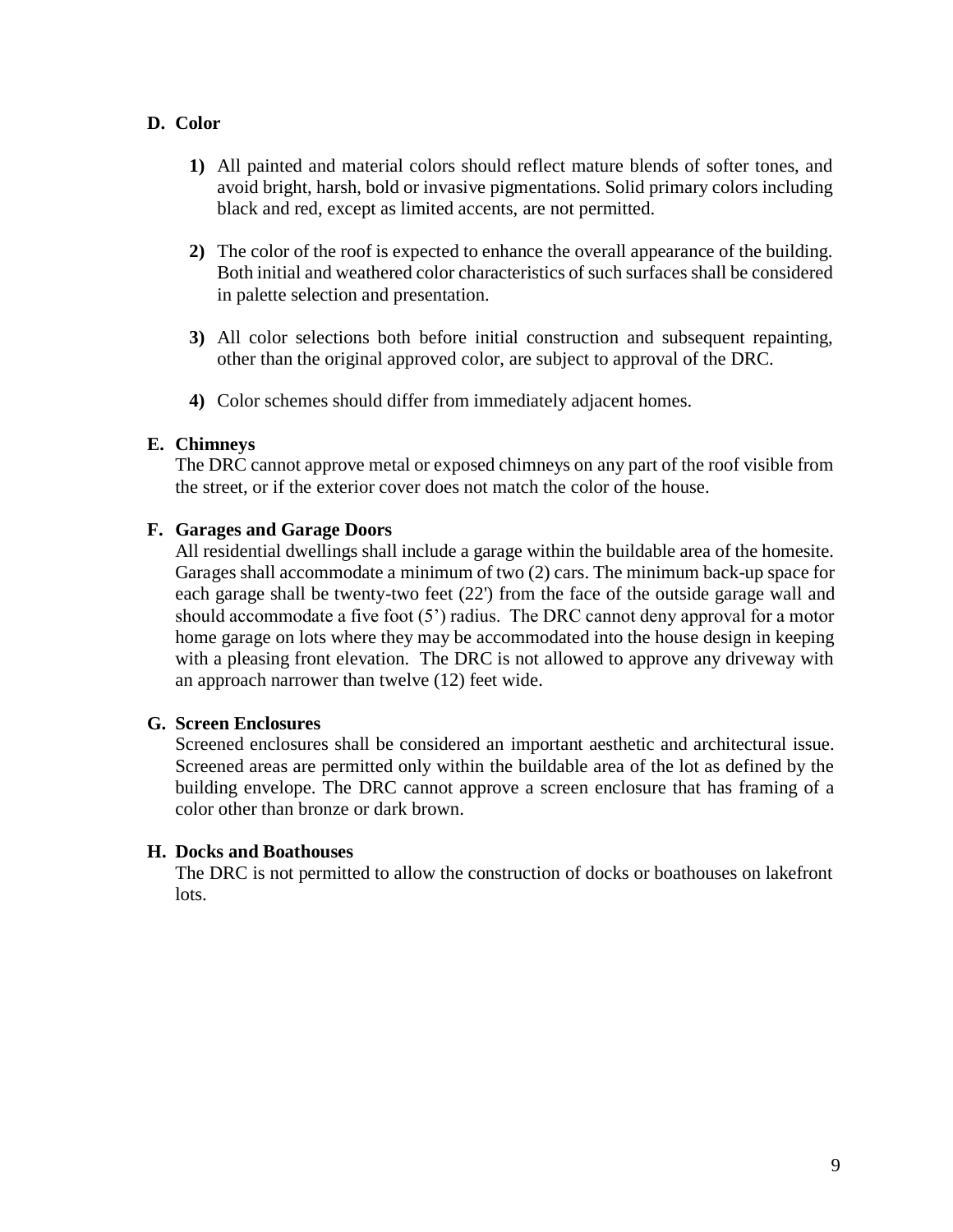**D. Color**

1) All painted and material colors should reflect mature blends of softer tones, and avoid bright, harsh, bold or invasive pigmentations. Solid primary colors including black and red, except as limited accents, are not permitted.

2) The color of the roof is expected to enhance the overall appearance of the building. Both initial and weathered color characteristics of such surfaces shall be considered in palette selection and presentation.

3) All color selections both before initial construction and subsequent repainting, other than the original approved color, are subject to approval of the DRC.

4) Color schemes should differ from immediately adjacent homes.

**E. Chimneys**

The DRC cannot approve metal or exposed chimneys on any part of the roof visible from the street, or if the exterior cover does not match the color of the house.

**F. Garages and Garage Doors**

All residential dwellings shall include a garage within the buildable area of the homesite. Garages shall accommodate a minimum of two (2) cars. The minimum back-up space for each garage shall be twenty-two feet (22') from the face of the outside garage wall and should accommodate a five foot (5') radius. The DRC cannot deny approval for a motor home garage on lots where they may be accommodated into the house design in keeping with a pleasing front elevation. The DRC is not allowed to approve any driveway with an approach narrower than twelve (12) feet wide.

**G. Screen Enclosures**

Screened enclosures shall be considered an important aesthetic and architectural issue. Screened areas are permitted only within the buildable area of the lot as defined by the building envelope. The DRC cannot approve a screen enclosure that has framing of a color other than bronze or dark brown.

**H. Docks and Boathouses**

The DRC is not permitted to allow the construction of docks or boathouses on lakefront lots.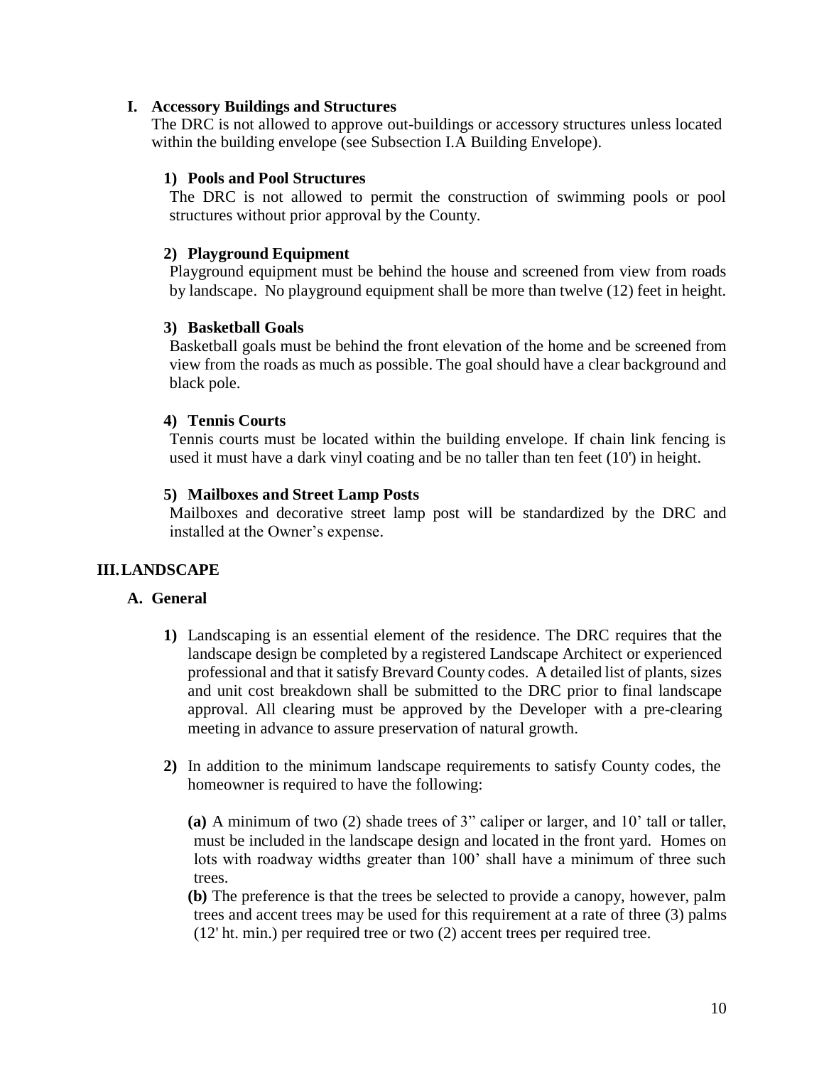### I. Accessory Buildings and Structures

The DRC is not allowed to approve out-buildings or accessory structures unless located within the building envelope (see Subsection I.A Building Envelope).

#### 1) Pools and Pool Structures

The DRC is not allowed to permit the construction of swimming pools or pool structures without prior approval by the County.

#### 2) Playground Equipment

Playground equipment must be behind the house and screened from view from roads by landscape. No playground equipment shall be more than twelve (12) feet in height.

#### 3) Basketball Goals

Basketball goals must be behind the front elevation of the home and be screened from view from the roads as much as possible. The goal should have a clear background and black pole.

#### 4) Tennis Courts

Tennis courts must be located within the building envelope. If chain link fencing is used it must have a dark vinyl coating and be no taller than ten feet (10') in height.

#### 5) Mailboxes and Street Lamp Posts

Mailboxes and decorative street lamp post will be standardized by the DRC and installed at the Owner's expense.

## III. LANDSCAPE

### A. General

**1)** Landscaping is an essential element of the residence. The DRC requires that the landscape design be completed by a registered Landscape Architect or experienced professional and that it satisfy Brevard County codes. A detailed list of plants, sizes and unit cost breakdown shall be submitted to the DRC prior to final landscape approval. All clearing must be approved by the Developer with a pre-clearing meeting in advance to assure preservation of natural growth.

**2)** In addition to the minimum landscape requirements to satisfy County codes, the homeowner is required to have the following:

**(a)** A minimum of two (2) shade trees of 3" caliper or larger, and 10' tall or taller, must be included in the landscape design and located in the front yard. Homes on lots with roadway widths greater than 100' shall have a minimum of three such trees.

**(b)** The preference is that the trees be selected to provide a canopy, however, palm trees and accent trees may be used for this requirement at a rate of three (3) palms (12' ht. min.) per required tree or two (2) accent trees per required tree.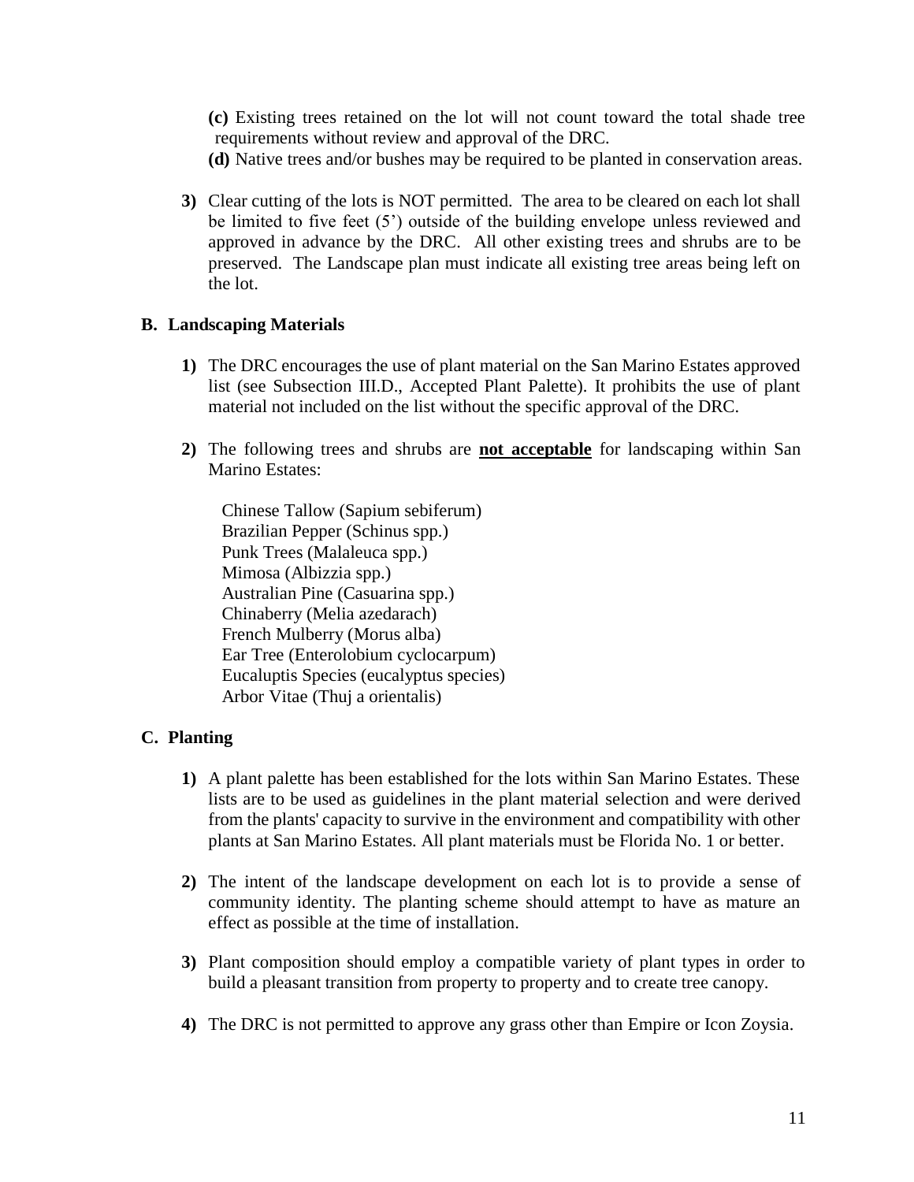**(c)** Existing trees retained on the lot will not count toward the total shade tree requirements without review and approval of the DRC.

**(d)** Native trees and/or bushes may be required to be planted in conservation areas.

**3)** Clear cutting of the lots is NOT permitted. The area to be cleared on each lot shall be limited to five feet (5') outside of the building envelope unless reviewed and approved in advance by the DRC. All other existing trees and shrubs are to be preserved. The Landscape plan must indicate all existing tree areas being left on the lot.

### B. Landscaping Materials

**1)** The DRC encourages the use of plant material on the San Marino Estates approved list (see Subsection III.D., Accepted Plant Palette). It prohibits the use of plant material not included on the list without the specific approval of the DRC.

**2)** The following trees and shrubs are **not acceptable** for landscaping within San Marino Estates:

Chinese Tallow (Sapium sebiferum)
Brazilian Pepper (Schinus spp.)
Punk Trees (Malaleuca spp.)
Mimosa (Albizzia spp.)
Australian Pine (Casuarina spp.)
Chinaberry (Melia azedarach)
French Mulberry (Morus alba)
Ear Tree (Enterolobium cyclocarpum)
Eucaluptis Species (eucalyptus species)
Arbor Vitae (Thuj a orientalis)

### C. Planting

**1)** A plant palette has been established for the lots within San Marino Estates. These lists are to be used as guidelines in the plant material selection and were derived from the plants' capacity to survive in the environment and compatibility with other plants at San Marino Estates. All plant materials must be Florida No. 1 or better.

**2)** The intent of the landscape development on each lot is to provide a sense of community identity. The planting scheme should attempt to have as mature an effect as possible at the time of installation.

**3)** Plant composition should employ a compatible variety of plant types in order to build a pleasant transition from property to property and to create tree canopy.

**4)** The DRC is not permitted to approve any grass other than Empire or Icon Zoysia.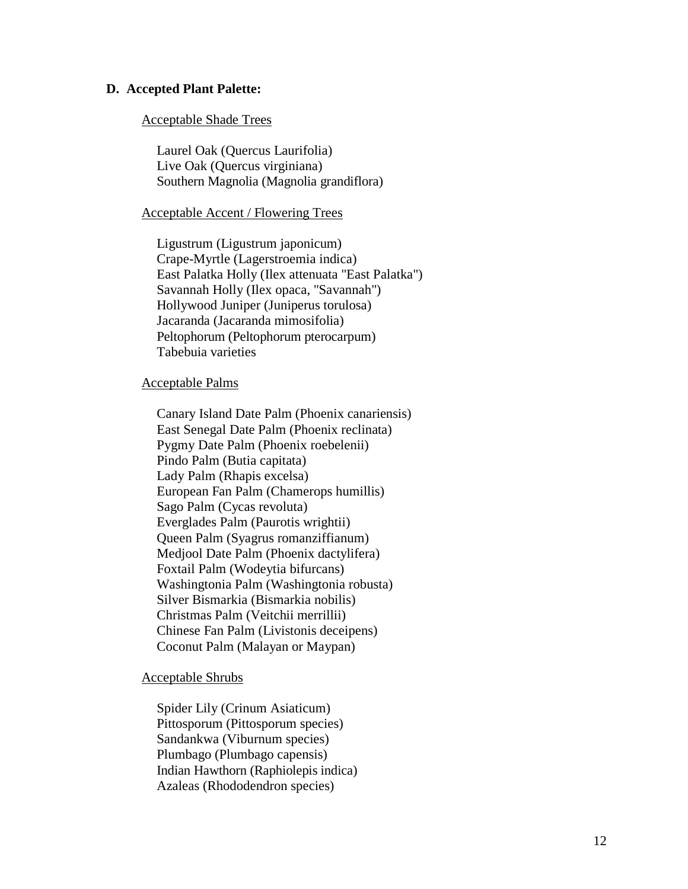**D. Accepted Plant Palette:**

Acceptable Shade Trees

Laurel Oak (Quercus Laurifolia)
Live Oak (Quercus virginiana)
Southern Magnolia (Magnolia grandiflora)

Acceptable Accent / Flowering Trees

Ligustrum (Ligustrum japonicum)
Crape-Myrtle (Lagerstroemia indica)
East Palatka Holly (Ilex attenuata "East Palatka")
Savannah Holly (Ilex opaca, "Savannah")
Hollywood Juniper (Juniperus torulosa)
Jacaranda (Jacaranda mimosifolia)
Peltophorum (Peltophorum pterocarpum)
Tabebuia varieties

Acceptable Palms

Canary Island Date Palm (Phoenix canariensis)
East Senegal Date Palm (Phoenix reclinata)
Pygmy Date Palm (Phoenix roebelenii)
Pindo Palm (Butia capitata)
Lady Palm (Rhapis excelsa)
European Fan Palm (Chamerops humillis)
Sago Palm (Cycas revoluta)
Everglades Palm (Paurotis wrightii)
Queen Palm (Syagrus romanziffianum)
Medjool Date Palm (Phoenix dactylifera)
Foxtail Palm (Wodeytia bifurcans)
Washingtonia Palm (Washingtonia robusta)
Silver Bismarkia (Bismarkia nobilis)
Christmas Palm (Veitchii merrillii)
Chinese Fan Palm (Livistonis deceipens)
Coconut Palm (Malayan or Maypan)

Acceptable Shrubs

Spider Lily (Crinum Asiaticum)
Pittosporum (Pittosporum species)
Sandankwa (Viburnum species)
Plumbago (Plumbago capensis)
Indian Hawthorn (Raphiolepis indica)
Azaleas (Rhododendron species)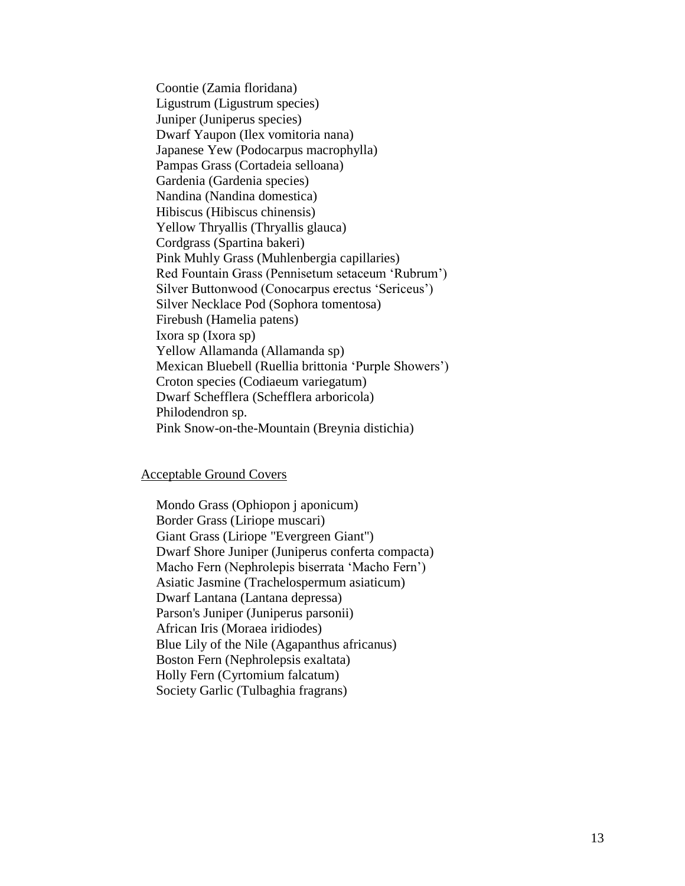Coontie (Zamia floridana)
Ligustrum (Ligustrum species)
Juniper (Juniperus species)
Dwarf Yaupon (Ilex vomitoria nana)
Japanese Yew (Podocarpus macrophylla)
Pampas Grass (Cortadeia selloana)
Gardenia (Gardenia species)
Nandina (Nandina domestica)
Hibiscus (Hibiscus chinensis)
Yellow Thryallis (Thryallis glauca)
Cordgrass (Spartina bakeri)
Pink Muhly Grass (Muhlenbergia capillaries)
Red Fountain Grass (Pennisetum setaceum 'Rubrum')
Silver Buttonwood (Conocarpus erectus 'Sericeus')
Silver Necklace Pod (Sophora tomentosa)
Firebush (Hamelia patens)
Ixora sp (Ixora sp)
Yellow Allamanda (Allamanda sp)
Mexican Bluebell (Ruellia brittonia 'Purple Showers')
Croton species (Codiaeum variegatum)
Dwarf Schefflera (Schefflera arboricola)
Philodendron sp.
Pink Snow-on-the-Mountain (Breynia distichia)

<u>Acceptable Ground Covers</u>

Mondo Grass (Ophiopon j aponicum)
Border Grass (Liriope muscari)
Giant Grass (Liriope "Evergreen Giant")
Dwarf Shore Juniper (Juniperus conferta compacta)
Macho Fern (Nephrolepis biserrata 'Macho Fern')
Asiatic Jasmine (Trachelospermum asiaticum)
Dwarf Lantana (Lantana depressa)
Parson's Juniper (Juniperus parsonii)
African Iris (Moraea iridiodes)
Blue Lily of the Nile (Agapanthus africanus)
Boston Fern (Nephrolepsis exaltata)
Holly Fern (Cyrtomium falcatum)
Society Garlic (Tulbaghia fragrans)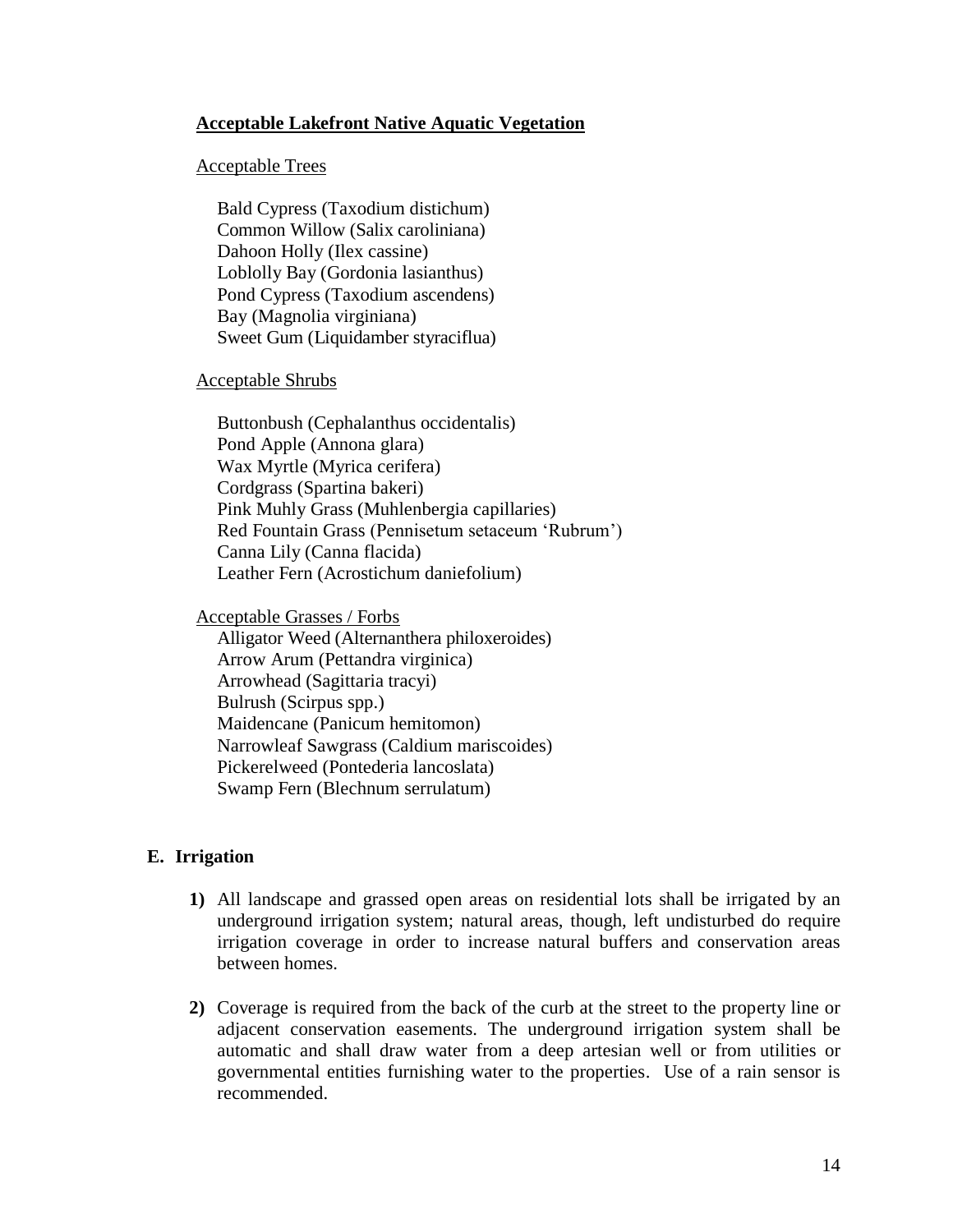**Acceptable Lakefront Native Aquatic Vegetation**

Acceptable Trees

Bald Cypress (Taxodium distichum)
Common Willow (Salix caroliniana)
Dahoon Holly (Ilex cassine)
Loblolly Bay (Gordonia lasianthus)
Pond Cypress (Taxodium ascendens)
Bay (Magnolia virginiana)
Sweet Gum (Liquidamber styraciflua)

Acceptable Shrubs

Buttonbush (Cephalanthus occidentalis)
Pond Apple (Annona glara)
Wax Myrtle (Myrica cerifera)
Cordgrass (Spartina bakeri)
Pink Muhly Grass (Muhlenbergia capillaries)
Red Fountain Grass (Pennisetum setaceum 'Rubrum')
Canna Lily (Canna flacida)
Leather Fern (Acrostichum daniefolium)

Acceptable Grasses / Forbs

Alligator Weed (Alternanthera philoxeroides)
Arrow Arum (Pettandra virginica)
Arrowhead (Sagittaria tracyi)
Bulrush (Scirpus spp.)
Maidencane (Panicum hemitomon)
Narrowleaf Sawgrass (Caldium mariscoides)
Pickerelweed (Pontederia lancoslata)
Swamp Fern (Blechnum serrulatum)

## E. Irrigation

**1)** All landscape and grassed open areas on residential lots shall be irrigated by an underground irrigation system; natural areas, though, left undisturbed do require irrigation coverage in order to increase natural buffers and conservation areas between homes.

**2)** Coverage is required from the back of the curb at the street to the property line or adjacent conservation easements. The underground irrigation system shall be automatic and shall draw water from a deep artesian well or from utilities or governmental entities furnishing water to the properties. Use of a rain sensor is recommended.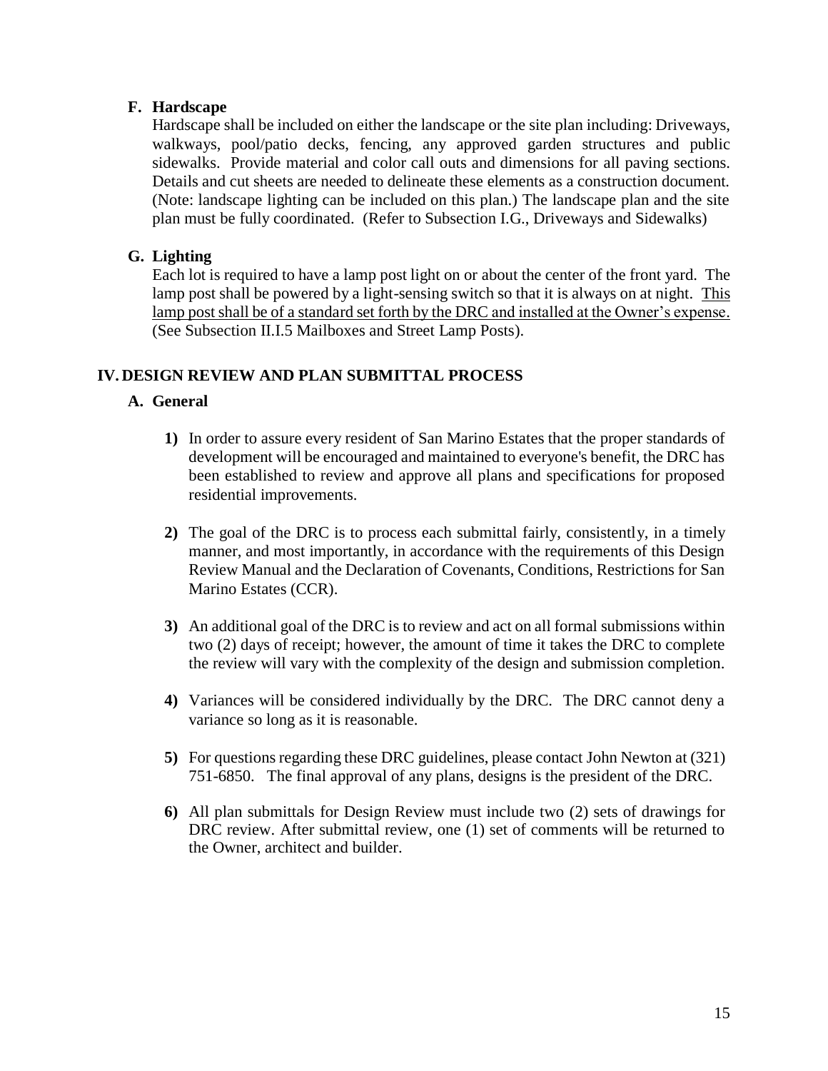### F. Hardscape

Hardscape shall be included on either the landscape or the site plan including: Driveways, walkways, pool/patio decks, fencing, any approved garden structures and public sidewalks. Provide material and color call outs and dimensions for all paving sections. Details and cut sheets are needed to delineate these elements as a construction document. (Note: landscape lighting can be included on this plan.) The landscape plan and the site plan must be fully coordinated. (Refer to Subsection I.G., Driveways and Sidewalks)

### G. Lighting

Each lot is required to have a lamp post light on or about the center of the front yard. The lamp post shall be powered by a light-sensing switch so that it is always on at night. <u>This lamp post shall be of a standard set forth by the DRC and installed at the Owner's expense.</u> (See Subsection II.I.5 Mailboxes and Street Lamp Posts).

## IV. DESIGN REVIEW AND PLAN SUBMITTAL PROCESS

### A. General

**1)** In order to assure every resident of San Marino Estates that the proper standards of development will be encouraged and maintained to everyone's benefit, the DRC has been established to review and approve all plans and specifications for proposed residential improvements.

**2)** The goal of the DRC is to process each submittal fairly, consistently, in a timely manner, and most importantly, in accordance with the requirements of this Design Review Manual and the Declaration of Covenants, Conditions, Restrictions for San Marino Estates (CCR).

**3)** An additional goal of the DRC is to review and act on all formal submissions within two (2) days of receipt; however, the amount of time it takes the DRC to complete the review will vary with the complexity of the design and submission completion.

**4)** Variances will be considered individually by the DRC. The DRC cannot deny a variance so long as it is reasonable.

**5)** For questions regarding these DRC guidelines, please contact John Newton at (321) 751-6850. The final approval of any plans, designs is the president of the DRC.

**6)** All plan submittals for Design Review must include two (2) sets of drawings for DRC review. After submittal review, one (1) set of comments will be returned to the Owner, architect and builder.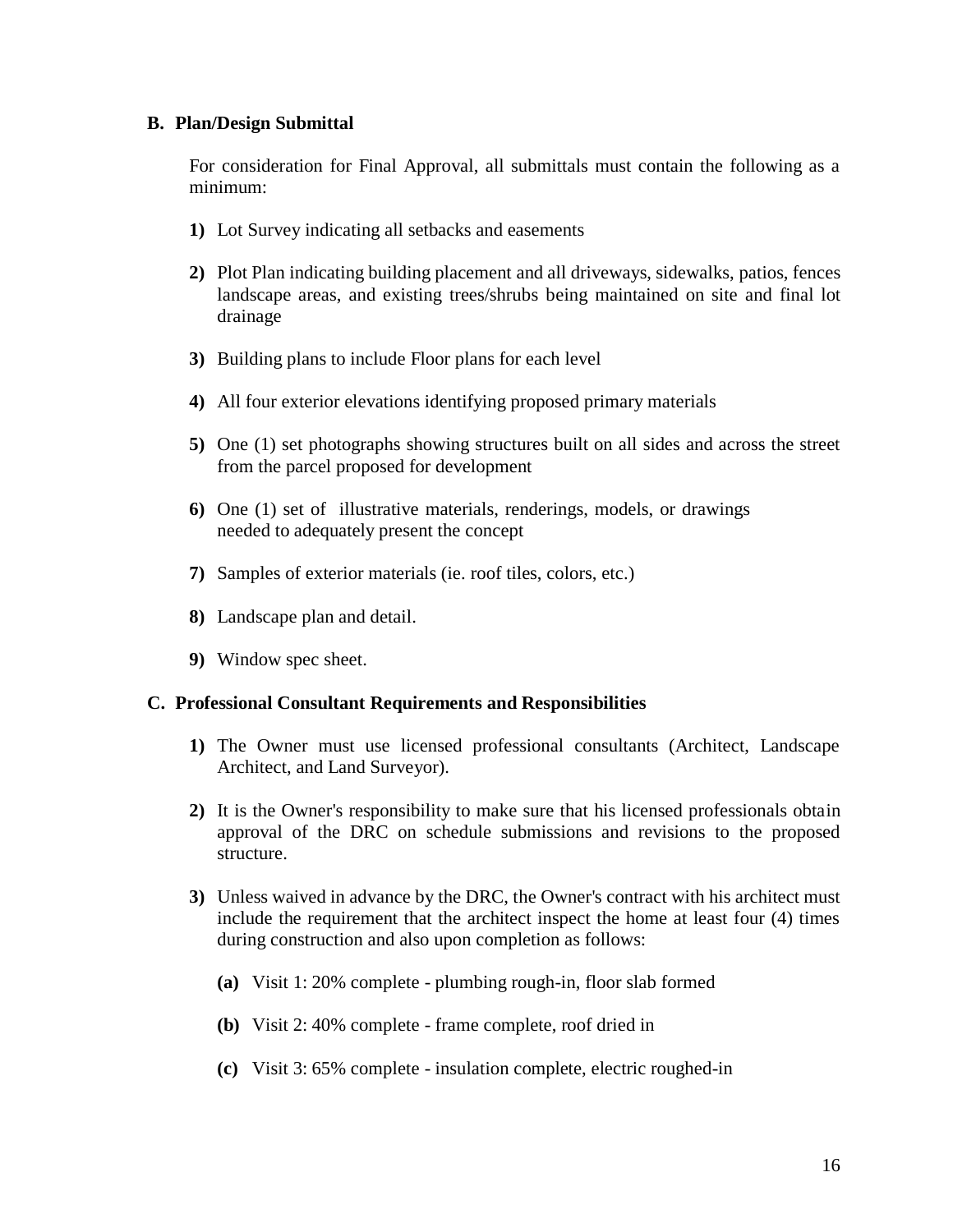### B. Plan/Design Submittal

For consideration for Final Approval, all submittals must contain the following as a minimum:

**1)** Lot Survey indicating all setbacks and easements

**2)** Plot Plan indicating building placement and all driveways, sidewalks, patios, fences landscape areas, and existing trees/shrubs being maintained on site and final lot drainage

**3)** Building plans to include Floor plans for each level

**4)** All four exterior elevations identifying proposed primary materials

**5)** One (1) set photographs showing structures built on all sides and across the street from the parcel proposed for development

**6)** One (1) set of illustrative materials, renderings, models, or drawings needed to adequately present the concept

**7)** Samples of exterior materials (ie. roof tiles, colors, etc.)

**8)** Landscape plan and detail.

**9)** Window spec sheet.

### C. Professional Consultant Requirements and Responsibilities

**1)** The Owner must use licensed professional consultants (Architect, Landscape Architect, and Land Surveyor).

**2)** It is the Owner's responsibility to make sure that his licensed professionals obtain approval of the DRC on schedule submissions and revisions to the proposed structure.

**3)** Unless waived in advance by the DRC, the Owner's contract with his architect must include the requirement that the architect inspect the home at least four (4) times during construction and also upon completion as follows:

**(a)** Visit 1: 20% complete - plumbing rough-in, floor slab formed

**(b)** Visit 2: 40% complete - frame complete, roof dried in

**(c)** Visit 3: 65% complete - insulation complete, electric roughed-in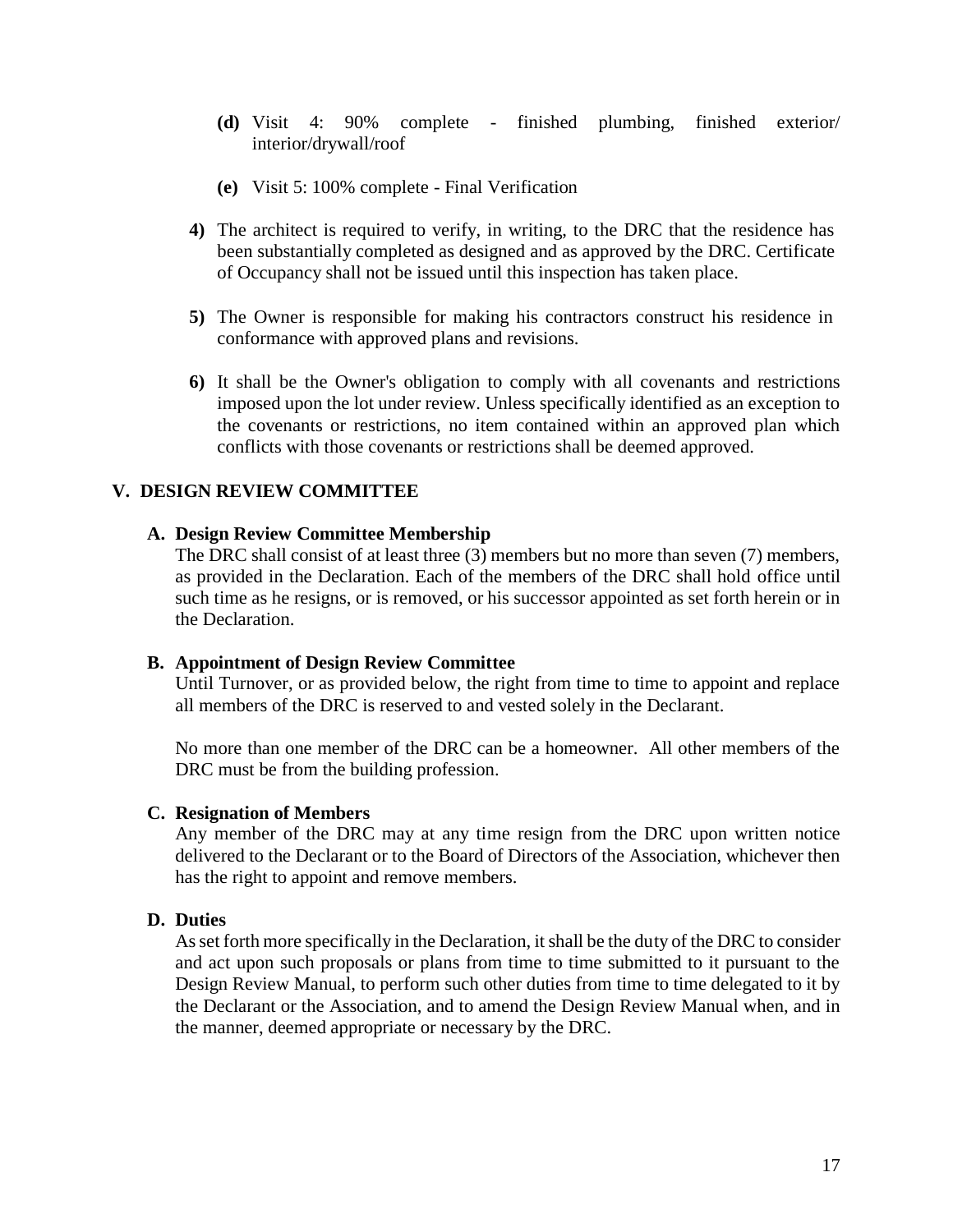(d) Visit 4: 90% complete - finished plumbing, finished exterior/ interior/drywall/roof

(e) Visit 5: 100% complete - Final Verification

4) The architect is required to verify, in writing, to the DRC that the residence has been substantially completed as designed and as approved by the DRC. Certificate of Occupancy shall not be issued until this inspection has taken place.

5) The Owner is responsible for making his contractors construct his residence in conformance with approved plans and revisions.

6) It shall be the Owner's obligation to comply with all covenants and restrictions imposed upon the lot under review. Unless specifically identified as an exception to the covenants or restrictions, no item contained within an approved plan which conflicts with those covenants or restrictions shall be deemed approved.

## V. DESIGN REVIEW COMMITTEE

### A. Design Review Committee Membership

The DRC shall consist of at least three (3) members but no more than seven (7) members, as provided in the Declaration. Each of the members of the DRC shall hold office until such time as he resigns, or is removed, or his successor appointed as set forth herein or in the Declaration.

### B. Appointment of Design Review Committee

Until Turnover, or as provided below, the right from time to time to appoint and replace all members of the DRC is reserved to and vested solely in the Declarant.

No more than one member of the DRC can be a homeowner. All other members of the DRC must be from the building profession.

### C. Resignation of Members

Any member of the DRC may at any time resign from the DRC upon written notice delivered to the Declarant or to the Board of Directors of the Association, whichever then has the right to appoint and remove members.

### D. Duties

As set forth more specifically in the Declaration, it shall be the duty of the DRC to consider and act upon such proposals or plans from time to time submitted to it pursuant to the Design Review Manual, to perform such other duties from time to time delegated to it by the Declarant or the Association, and to amend the Design Review Manual when, and in the manner, deemed appropriate or necessary by the DRC.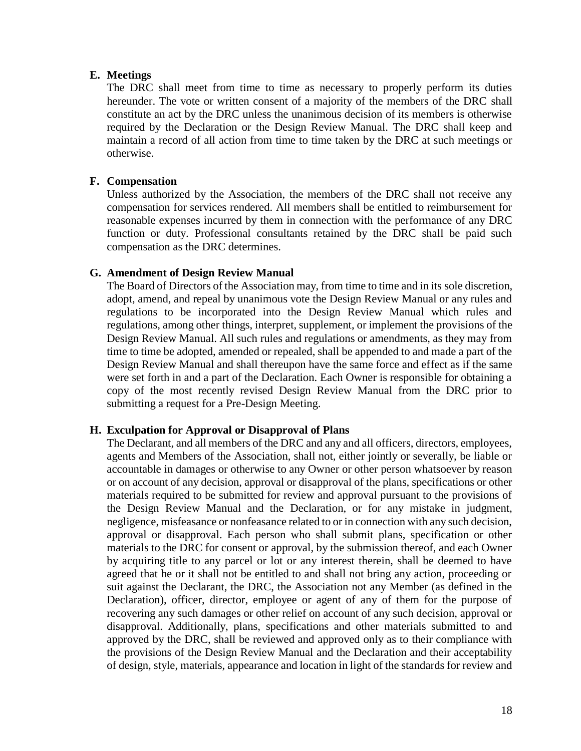### E. Meetings

The DRC shall meet from time to time as necessary to properly perform its duties hereunder. The vote or written consent of a majority of the members of the DRC shall constitute an act by the DRC unless the unanimous decision of its members is otherwise required by the Declaration or the Design Review Manual. The DRC shall keep and maintain a record of all action from time to time taken by the DRC at such meetings or otherwise.

### F. Compensation

Unless authorized by the Association, the members of the DRC shall not receive any compensation for services rendered. All members shall be entitled to reimbursement for reasonable expenses incurred by them in connection with the performance of any DRC function or duty. Professional consultants retained by the DRC shall be paid such compensation as the DRC determines.

### G. Amendment of Design Review Manual

The Board of Directors of the Association may, from time to time and in its sole discretion, adopt, amend, and repeal by unanimous vote the Design Review Manual or any rules and regulations to be incorporated into the Design Review Manual which rules and regulations, among other things, interpret, supplement, or implement the provisions of the Design Review Manual. All such rules and regulations or amendments, as they may from time to time be adopted, amended or repealed, shall be appended to and made a part of the Design Review Manual and shall thereupon have the same force and effect as if the same were set forth in and a part of the Declaration. Each Owner is responsible for obtaining a copy of the most recently revised Design Review Manual from the DRC prior to submitting a request for a Pre-Design Meeting.

### H. Exculpation for Approval or Disapproval of Plans

The Declarant, and all members of the DRC and any and all officers, directors, employees, agents and Members of the Association, shall not, either jointly or severally, be liable or accountable in damages or otherwise to any Owner or other person whatsoever by reason or on account of any decision, approval or disapproval of the plans, specifications or other materials required to be submitted for review and approval pursuant to the provisions of the Design Review Manual and the Declaration, or for any mistake in judgment, negligence, misfeasance or nonfeasance related to or in connection with any such decision, approval or disapproval. Each person who shall submit plans, specification or other materials to the DRC for consent or approval, by the submission thereof, and each Owner by acquiring title to any parcel or lot or any interest therein, shall be deemed to have agreed that he or it shall not be entitled to and shall not bring any action, proceeding or suit against the Declarant, the DRC, the Association not any Member (as defined in the Declaration), officer, director, employee or agent of any of them for the purpose of recovering any such damages or other relief on account of any such decision, approval or disapproval. Additionally, plans, specifications and other materials submitted to and approved by the DRC, shall be reviewed and approved only as to their compliance with the provisions of the Design Review Manual and the Declaration and their acceptability of design, style, materials, appearance and location in light of the standards for review and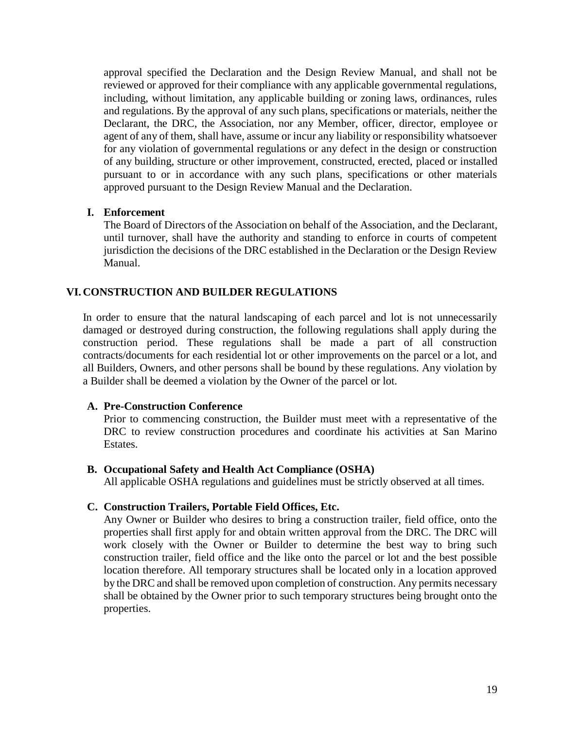approval specified the Declaration and the Design Review Manual, and shall not be reviewed or approved for their compliance with any applicable governmental regulations, including, without limitation, any applicable building or zoning laws, ordinances, rules and regulations. By the approval of any such plans, specifications or materials, neither the Declarant, the DRC, the Association, nor any Member, officer, director, employee or agent of any of them, shall have, assume or incur any liability or responsibility whatsoever for any violation of governmental regulations or any defect in the design or construction of any building, structure or other improvement, constructed, erected, placed or installed pursuant to or in accordance with any such plans, specifications or other materials approved pursuant to the Design Review Manual and the Declaration.

### I. Enforcement

The Board of Directors of the Association on behalf of the Association, and the Declarant, until turnover, shall have the authority and standing to enforce in courts of competent jurisdiction the decisions of the DRC established in the Declaration or the Design Review Manual.

## VI. CONSTRUCTION AND BUILDER REGULATIONS

In order to ensure that the natural landscaping of each parcel and lot is not unnecessarily damaged or destroyed during construction, the following regulations shall apply during the construction period. These regulations shall be made a part of all construction contracts/documents for each residential lot or other improvements on the parcel or a lot, and all Builders, Owners, and other persons shall be bound by these regulations. Any violation by a Builder shall be deemed a violation by the Owner of the parcel or lot.

### A. Pre-Construction Conference

Prior to commencing construction, the Builder must meet with a representative of the DRC to review construction procedures and coordinate his activities at San Marino Estates.

### B. Occupational Safety and Health Act Compliance (OSHA)

All applicable OSHA regulations and guidelines must be strictly observed at all times.

### C. Construction Trailers, Portable Field Offices, Etc.

Any Owner or Builder who desires to bring a construction trailer, field office, onto the properties shall first apply for and obtain written approval from the DRC. The DRC will work closely with the Owner or Builder to determine the best way to bring such construction trailer, field office and the like onto the parcel or lot and the best possible location therefore. All temporary structures shall be located only in a location approved by the DRC and shall be removed upon completion of construction. Any permits necessary shall be obtained by the Owner prior to such temporary structures being brought onto the properties.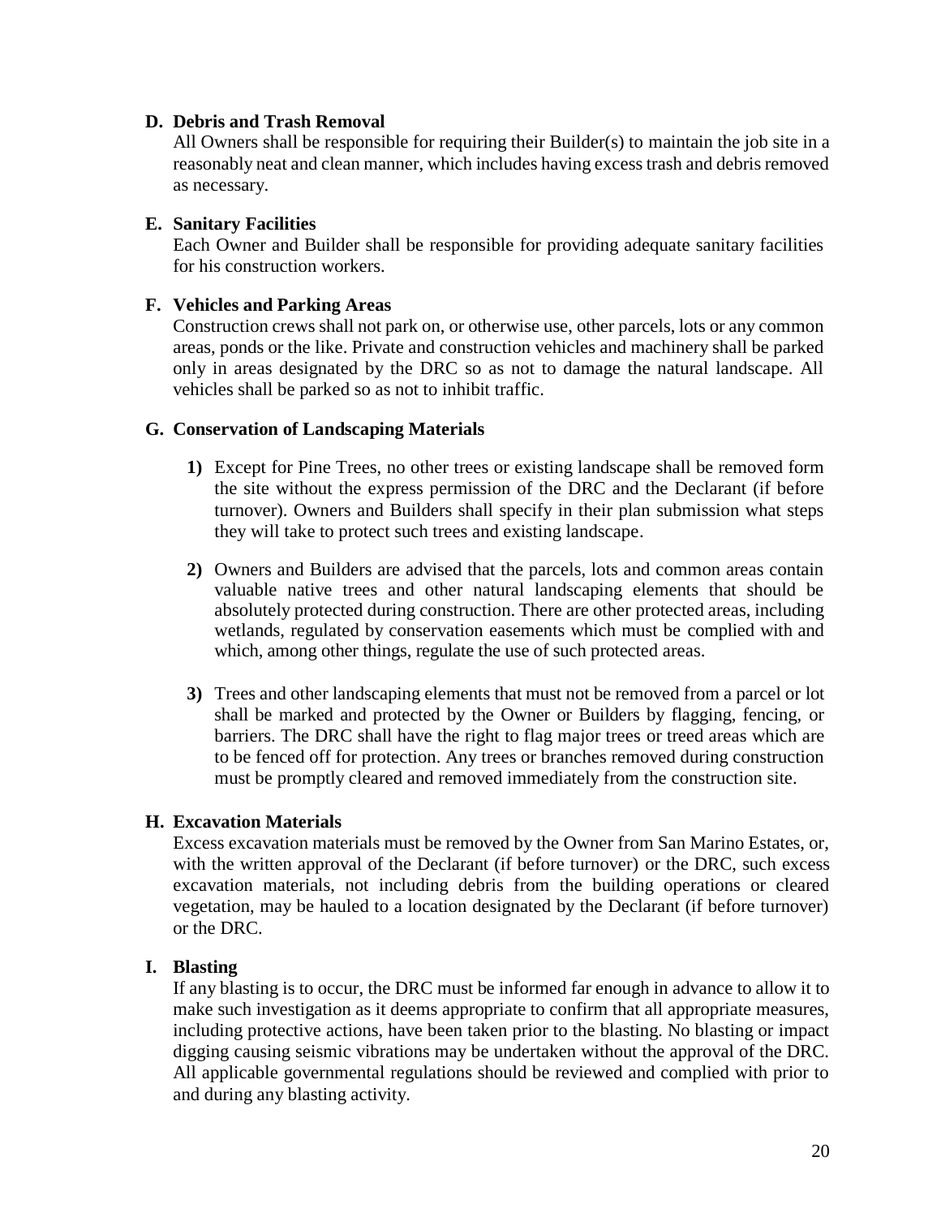**D. Debris and Trash Removal**

All Owners shall be responsible for requiring their Builder(s) to maintain the job site in a reasonably neat and clean manner, which includes having excess trash and debris removed as necessary.

**E. Sanitary Facilities**

Each Owner and Builder shall be responsible for providing adequate sanitary facilities for his construction workers.

**F. Vehicles and Parking Areas**

Construction crews shall not park on, or otherwise use, other parcels, lots or any common areas, ponds or the like. Private and construction vehicles and machinery shall be parked only in areas designated by the DRC so as not to damage the natural landscape. All vehicles shall be parked so as not to inhibit traffic.

**G. Conservation of Landscaping Materials**

**1)** Except for Pine Trees, no other trees or existing landscape shall be removed form the site without the express permission of the DRC and the Declarant (if before turnover). Owners and Builders shall specify in their plan submission what steps they will take to protect such trees and existing landscape.

**2)** Owners and Builders are advised that the parcels, lots and common areas contain valuable native trees and other natural landscaping elements that should be absolutely protected during construction. There are other protected areas, including wetlands, regulated by conservation easements which must be complied with and which, among other things, regulate the use of such protected areas.

**3)** Trees and other landscaping elements that must not be removed from a parcel or lot shall be marked and protected by the Owner or Builders by flagging, fencing, or barriers. The DRC shall have the right to flag major trees or treed areas which are to be fenced off for protection. Any trees or branches removed during construction must be promptly cleared and removed immediately from the construction site.

**H. Excavation Materials**

Excess excavation materials must be removed by the Owner from San Marino Estates, or, with the written approval of the Declarant (if before turnover) or the DRC, such excess excavation materials, not including debris from the building operations or cleared vegetation, may be hauled to a location designated by the Declarant (if before turnover) or the DRC.

**I. Blasting**

If any blasting is to occur, the DRC must be informed far enough in advance to allow it to make such investigation as it deems appropriate to confirm that all appropriate measures, including protective actions, have been taken prior to the blasting. No blasting or impact digging causing seismic vibrations may be undertaken without the approval of the DRC. All applicable governmental regulations should be reviewed and complied with prior to and during any blasting activity.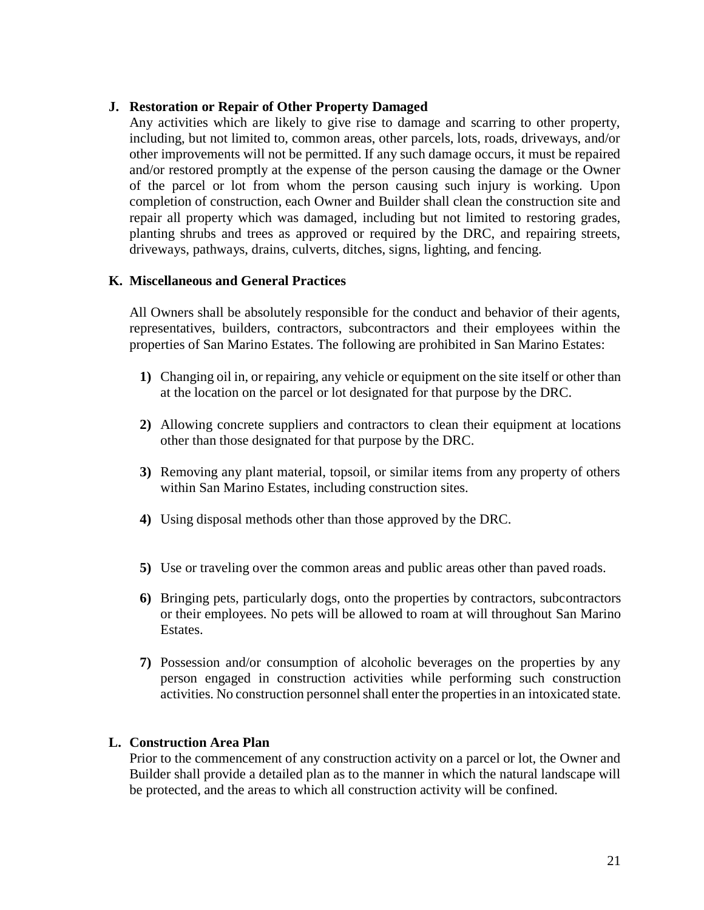**J. Restoration or Repair of Other Property Damaged**

Any activities which are likely to give rise to damage and scarring to other property, including, but not limited to, common areas, other parcels, lots, roads, driveways, and/or other improvements will not be permitted. If any such damage occurs, it must be repaired and/or restored promptly at the expense of the person causing the damage or the Owner of the parcel or lot from whom the person causing such injury is working. Upon completion of construction, each Owner and Builder shall clean the construction site and repair all property which was damaged, including but not limited to restoring grades, planting shrubs and trees as approved or required by the DRC, and repairing streets, driveways, pathways, drains, culverts, ditches, signs, lighting, and fencing.

**K. Miscellaneous and General Practices**

All Owners shall be absolutely responsible for the conduct and behavior of their agents, representatives, builders, contractors, subcontractors and their employees within the properties of San Marino Estates. The following are prohibited in San Marino Estates:

**1)** Changing oil in, or repairing, any vehicle or equipment on the site itself or other than at the location on the parcel or lot designated for that purpose by the DRC.

**2)** Allowing concrete suppliers and contractors to clean their equipment at locations other than those designated for that purpose by the DRC.

**3)** Removing any plant material, topsoil, or similar items from any property of others within San Marino Estates, including construction sites.

**4)** Using disposal methods other than those approved by the DRC.

**5)** Use or traveling over the common areas and public areas other than paved roads.

**6)** Bringing pets, particularly dogs, onto the properties by contractors, subcontractors or their employees. No pets will be allowed to roam at will throughout San Marino Estates.

**7)** Possession and/or consumption of alcoholic beverages on the properties by any person engaged in construction activities while performing such construction activities. No construction personnel shall enter the properties in an intoxicated state.

**L. Construction Area Plan**

Prior to the commencement of any construction activity on a parcel or lot, the Owner and Builder shall provide a detailed plan as to the manner in which the natural landscape will be protected, and the areas to which all construction activity will be confined.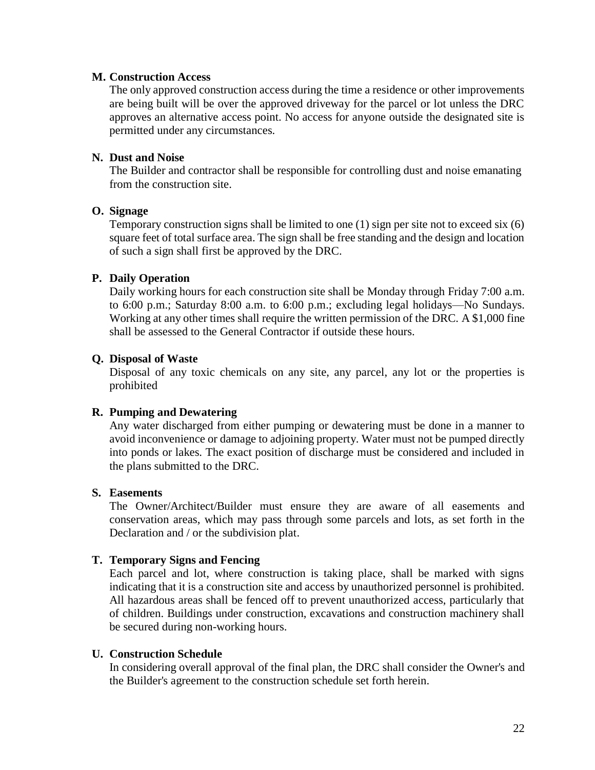### M. Construction Access

The only approved construction access during the time a residence or other improvements are being built will be over the approved driveway for the parcel or lot unless the DRC approves an alternative access point. No access for anyone outside the designated site is permitted under any circumstances.

### N. Dust and Noise

The Builder and contractor shall be responsible for controlling dust and noise emanating from the construction site.

### O. Signage

Temporary construction signs shall be limited to one (1) sign per site not to exceed six (6) square feet of total surface area. The sign shall be free standing and the design and location of such a sign shall first be approved by the DRC.

### P. Daily Operation

Daily working hours for each construction site shall be Monday through Friday 7:00 a.m. to 6:00 p.m.; Saturday 8:00 a.m. to 6:00 p.m.; excluding legal holidays—No Sundays. Working at any other times shall require the written permission of the DRC. A $1,000 fine shall be assessed to the General Contractor if outside these hours.

### Q. Disposal of Waste

Disposal of any toxic chemicals on any site, any parcel, any lot or the properties is prohibited

### R. Pumping and Dewatering

Any water discharged from either pumping or dewatering must be done in a manner to avoid inconvenience or damage to adjoining property. Water must not be pumped directly into ponds or lakes. The exact position of discharge must be considered and included in the plans submitted to the DRC.

### S. Easements

The Owner/Architect/Builder must ensure they are aware of all easements and conservation areas, which may pass through some parcels and lots, as set forth in the Declaration and / or the subdivision plat.

### T. Temporary Signs and Fencing

Each parcel and lot, where construction is taking place, shall be marked with signs indicating that it is a construction site and access by unauthorized personnel is prohibited. All hazardous areas shall be fenced off to prevent unauthorized access, particularly that of children. Buildings under construction, excavations and construction machinery shall be secured during non-working hours.

### U. Construction Schedule

In considering overall approval of the final plan, the DRC shall consider the Owner's and the Builder's agreement to the construction schedule set forth herein.